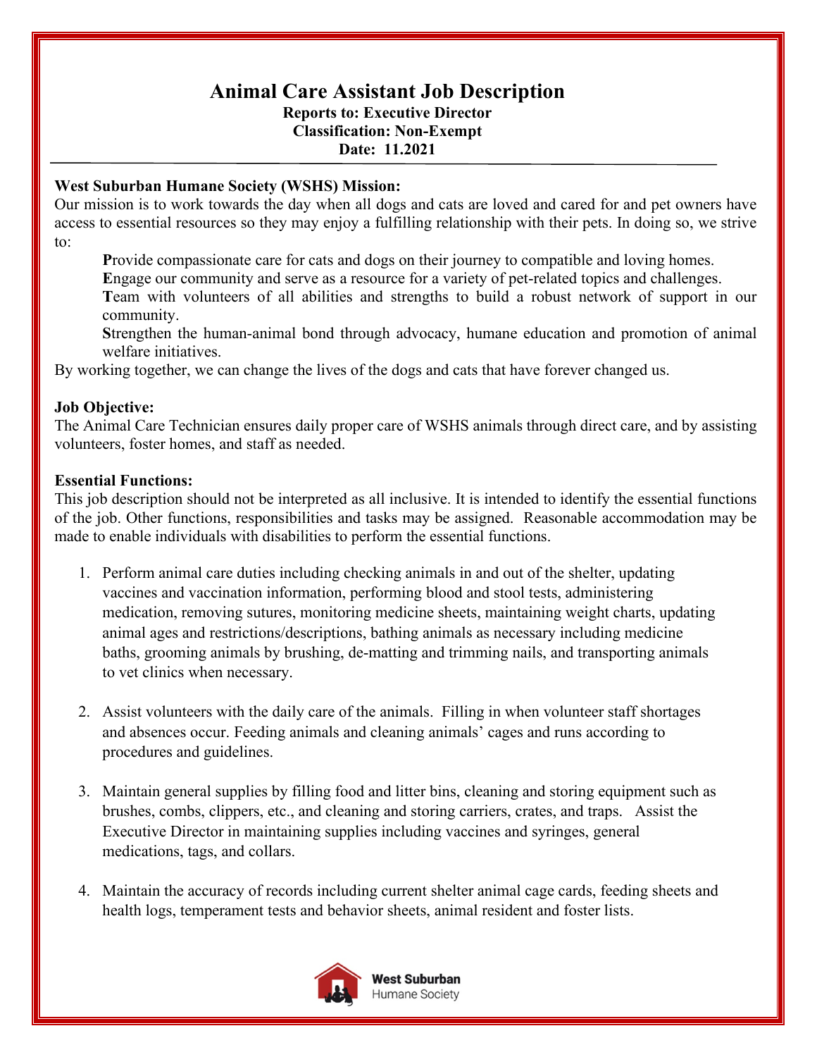# Animal Care Assistant Job Description

**Reports to: Executive Director**
**Classification: Non-Exempt**
**Date: 11.2021**

---

**West Suburban Humane Society (WSHS) Mission:**

Our mission is to work towards the day when all dogs and cats are loved and cared for and pet owners have access to essential resources so they may enjoy a fulfilling relationship with their pets. In doing so, we strive to:

**P**rovide compassionate care for cats and dogs on their journey to compatible and loving homes.
**E**ngage our community and serve as a resource for a variety of pet-related topics and challenges.
**T**eam with volunteers of all abilities and strengths to build a robust network of support in our community.
**S**trengthen the human-animal bond through advocacy, humane education and promotion of animal welfare initiatives.

By working together, we can change the lives of the dogs and cats that have forever changed us.

**Job Objective:**

The Animal Care Technician ensures daily proper care of WSHS animals through direct care, and by assisting volunteers, foster homes, and staff as needed.

**Essential Functions:**

This job description should not be interpreted as all inclusive. It is intended to identify the essential functions of the job. Other functions, responsibilities and tasks may be assigned. Reasonable accommodation may be made to enable individuals with disabilities to perform the essential functions.

1. Perform animal care duties including checking animals in and out of the shelter, updating vaccines and vaccination information, performing blood and stool tests, administering medication, removing sutures, monitoring medicine sheets, maintaining weight charts, updating animal ages and restrictions/descriptions, bathing animals as necessary including medicine baths, grooming animals by brushing, de-matting and trimming nails, and transporting animals to vet clinics when necessary.

2. Assist volunteers with the daily care of the animals. Filling in when volunteer staff shortages and absences occur. Feeding animals and cleaning animals' cages and runs according to procedures and guidelines.

3. Maintain general supplies by filling food and litter bins, cleaning and storing equipment such as brushes, combs, clippers, etc., and cleaning and storing carriers, crates, and traps. Assist the Executive Director in maintaining supplies including vaccines and syringes, general medications, tags, and collars.

4. Maintain the accuracy of records including current shelter animal cage cards, feeding sheets and health logs, temperament tests and behavior sheets, animal resident and foster lists.

West Suburban Humane Society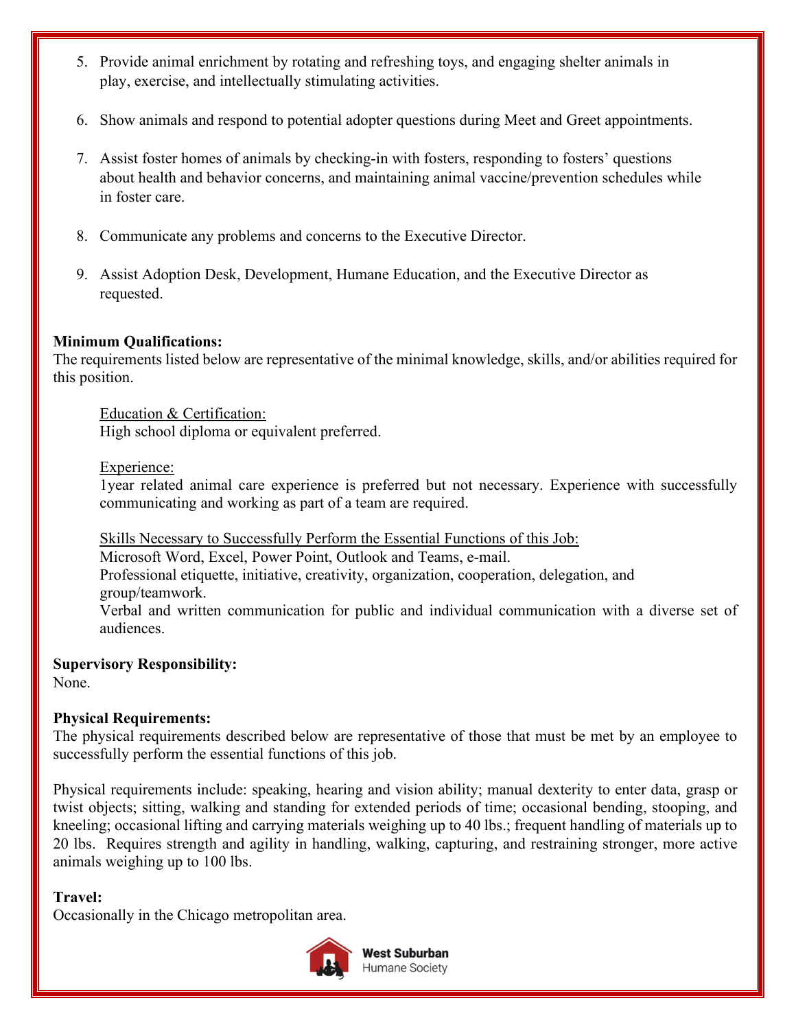5. Provide animal enrichment by rotating and refreshing toys, and engaging shelter animals in play, exercise, and intellectually stimulating activities.

6. Show animals and respond to potential adopter questions during Meet and Greet appointments.

7. Assist foster homes of animals by checking-in with fosters, responding to fosters' questions about health and behavior concerns, and maintaining animal vaccine/prevention schedules while in foster care.

8. Communicate any problems and concerns to the Executive Director.

9. Assist Adoption Desk, Development, Humane Education, and the Executive Director as requested.

**Minimum Qualifications:**
The requirements listed below are representative of the minimal knowledge, skills, and/or abilities required for this position.

Education & Certification:
High school diploma or equivalent preferred.

Experience:
1year related animal care experience is preferred but not necessary. Experience with successfully communicating and working as part of a team are required.

Skills Necessary to Successfully Perform the Essential Functions of this Job:
Microsoft Word, Excel, Power Point, Outlook and Teams, e-mail.
Professional etiquette, initiative, creativity, organization, cooperation, delegation, and group/teamwork.
Verbal and written communication for public and individual communication with a diverse set of audiences.

**Supervisory Responsibility:**
None.

**Physical Requirements:**
The physical requirements described below are representative of those that must be met by an employee to successfully perform the essential functions of this job.

Physical requirements include: speaking, hearing and vision ability; manual dexterity to enter data, grasp or twist objects; sitting, walking and standing for extended periods of time; occasional bending, stooping, and kneeling; occasional lifting and carrying materials weighing up to 40 lbs.; frequent handling of materials up to 20 lbs. Requires strength and agility in handling, walking, capturing, and restraining stronger, more active animals weighing up to 100 lbs.

**Travel:**
Occasionally in the Chicago metropolitan area.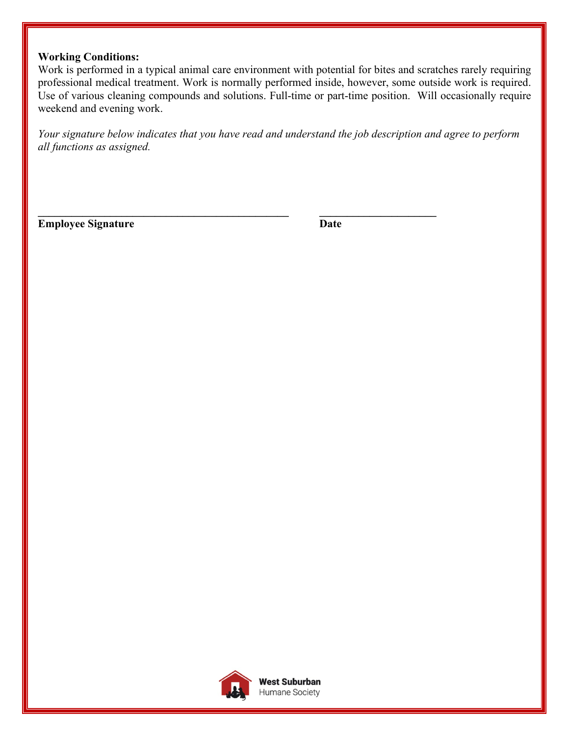**Working Conditions:**
Work is performed in a typical animal care environment with potential for bites and scratches rarely requiring professional medical treatment. Work is normally performed inside, however, some outside work is required. Use of various cleaning compounds and solutions. Full-time or part-time position. Will occasionally require weekend and evening work.

*Your signature below indicates that you have read and understand the job description and agree to perform all functions as assigned.*

\_\_\_\_\_\_\_\_\_\_\_\_\_\_\_\_\_\_\_\_\_\_\_\_\_\_\_\_\_\_\_\_\_\_\_\_\_\_\_\_\_\_\_\_\_\_\_\_ \_\_\_\_\_\_\_\_\_\_\_\_\_\_\_\_\_\_\_\_\_\_\_

**Employee Signature** **Date**

West Suburban Humane Society